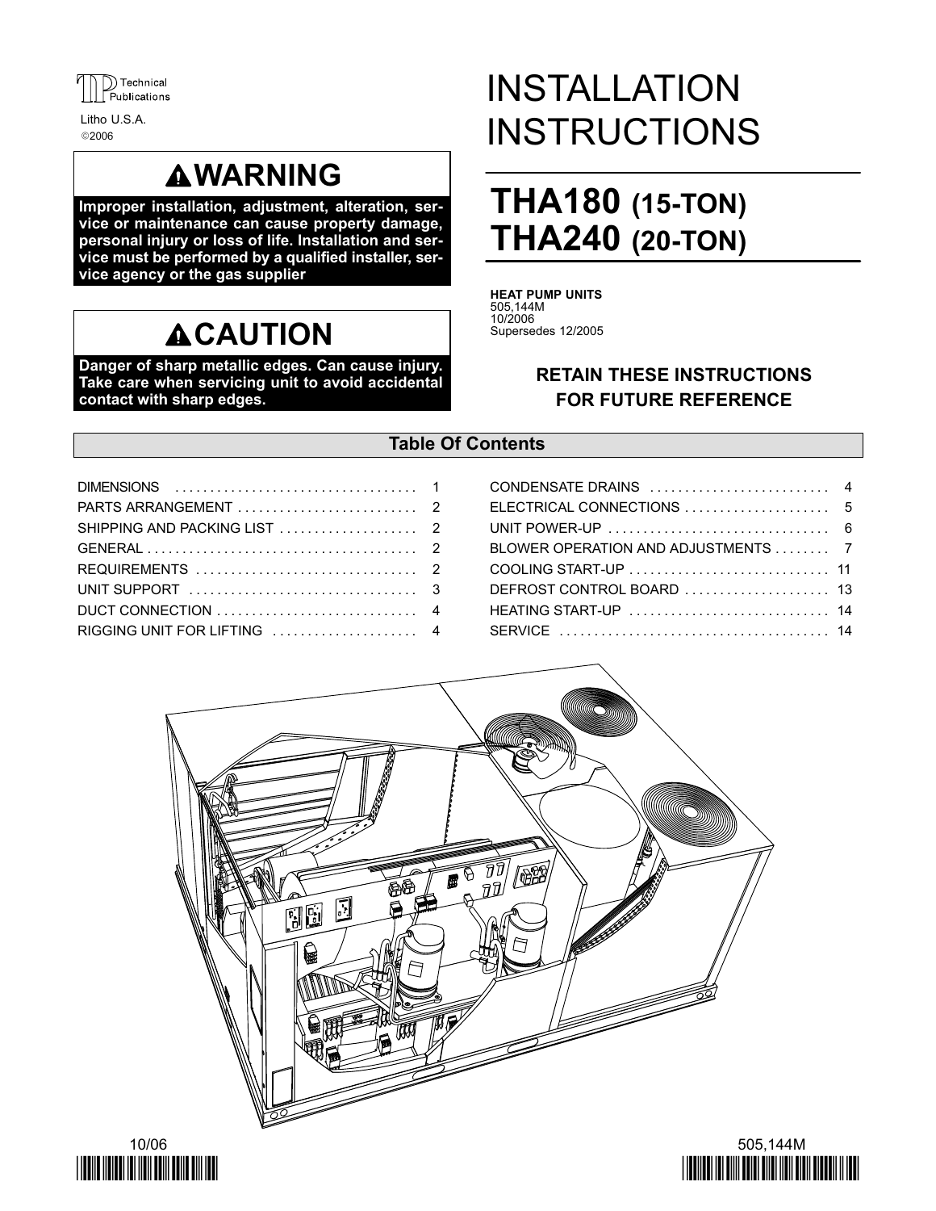Technical Publications

Litho U.S.A.
©2006

# INSTALLATION INSTRUCTIONS

## THA180 (15-TON)
## THA240 (20-TON)

**HEAT PUMP UNITS**
505,144M
10/2006
Supersedes 12/2005

**RETAIN THESE INSTRUCTIONS FOR FUTURE REFERENCE**

### ⚠WARNING

**Improper installation, adjustment, alteration, service or maintenance can cause property damage, personal injury or loss of life. Installation and service must be performed by a qualified installer, service agency or the gas supplier**

### ⚠CAUTION

**Danger of sharp metallic edges. Can cause injury. Take care when servicing unit to avoid accidental contact with sharp edges.**

## Table Of Contents

| Section | Page |
|---|---|
| DIMENSIONS | 1 |
| PARTS ARRANGEMENT | 2 |
| SHIPPING AND PACKING LIST | 2 |
| GENERAL | 2 |
| REQUIREMENTS | 2 |
| UNIT SUPPORT | 3 |
| DUCT CONNECTION | 4 |
| RIGGING UNIT FOR LIFTING | 4 |
| CONDENSATE DRAINS | 4 |
| ELECTRICAL CONNECTIONS | 5 |
| UNIT POWER-UP | 6 |
| BLOWER OPERATION AND ADJUSTMENTS | 7 |
| COOLING START-UP | 11 |
| DEFROST CONTROL BOARD | 13 |
| HEATING START-UP | 14 |
| SERVICE | 14 |

10/06

505,144M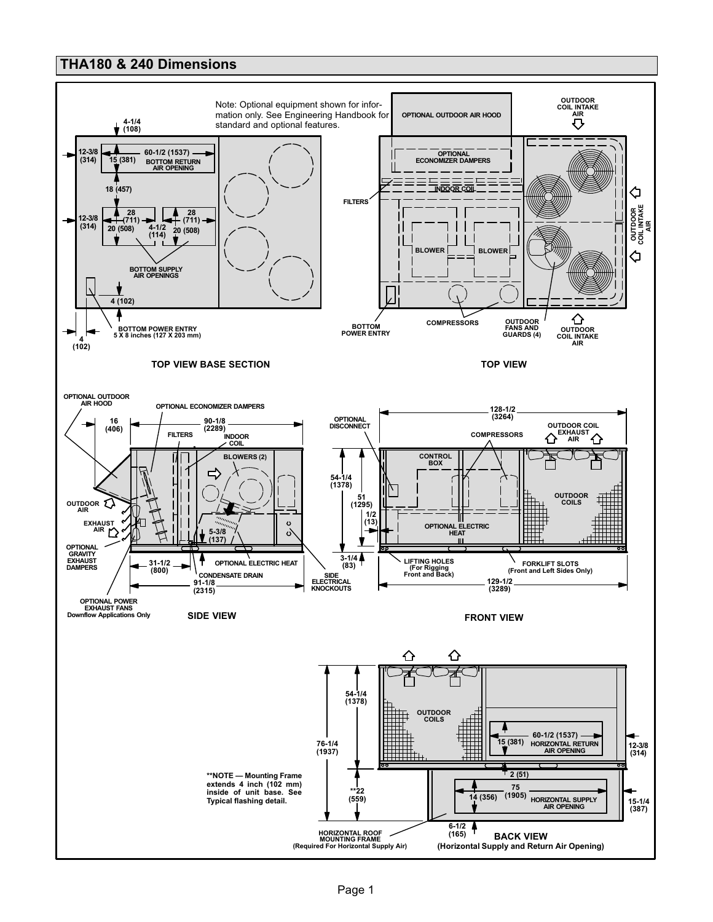## THA180 & 240 Dimensions

Note: Optional equipment shown for information only. See Engineering Handbook for standard and optional features.

### TOP VIEW BASE SECTION

4-1/4 (108)

12-3/8 (314)

60-1/2 (1537)

15 (381) BOTTOM RETURN AIR OPENING

18 (457)

12-3/8 (314)

28 (711)

28 (711)

20 (508)

4-1/2 (114)

20 (508)

BOTTOM SUPPLY AIR OPENINGS

4 (102)

BOTTOM POWER ENTRY 5 X 8 inches (127 X 203 mm)

4 (102)

### TOP VIEW

OPTIONAL OUTDOOR AIR HOOD

OUTDOOR COIL INTAKE AIR

OPTIONAL ECONOMIZER DAMPERS

FILTERS

INDOOR COIL

BLOWER

BLOWER

OUTDOOR COIL INTAKE AIR

BOTTOM POWER ENTRY

COMPRESSORS

OUTDOOR FANS AND GUARDS (4)

OUTDOOR COIL INTAKE AIR

### SIDE VIEW

OPTIONAL OUTDOOR AIR HOOD

OPTIONAL ECONOMIZER DAMPERS

16 (406)

90-1/8 (2289)

FILTERS

INDOOR COIL

BLOWERS (2)

OUTDOOR AIR

EXHAUST AIR

OPTIONAL GRAVITY EXHAUST DAMPERS

5-3/8 (137)

31-1/2 (800)

OPTIONAL ELECTRIC HEAT

CONDENSATE DRAIN

91-1/8 (2315)

SIDE ELECTRICAL KNOCKOUTS

OPTIONAL POWER EXHAUST FANS Downflow Applications Only

### FRONT VIEW

128-1/2 (3264)

OPTIONAL DISCONNECT

COMPRESSORS

OUTDOOR COIL EXHAUST AIR

CONTROL BOX

54-1/4 (1378)

51 (1295)

1/2 (13)

OUTDOOR COILS

OPTIONAL ELECTRIC HEAT

3-1/4 (83)

LIFTING HOLES (For Rigging Front and Back)

FORKLIFT SLOTS (Front and Left Sides Only)

129-1/2 (3289)

### BACK VIEW

(Horizontal Supply and Return Air Opening)

54-1/4 (1378)

OUTDOOR COILS

60-1/2 (1537)

15 (381) HORIZONTAL RETURN AIR OPENING

12-3/8 (314)

76-1/4 (1937)

2 (51)

**NOTE — Mounting Frame extends 4 inch (102 mm) inside of unit base. See Typical flashing detail.

**22 (559)

75 (1905)

14 (356) HORIZONTAL SUPPLY AIR OPENING

15-1/4 (387)

6-1/2 (165)

HORIZONTAL ROOF MOUNTING FRAME (Required For Horizontal Supply Air)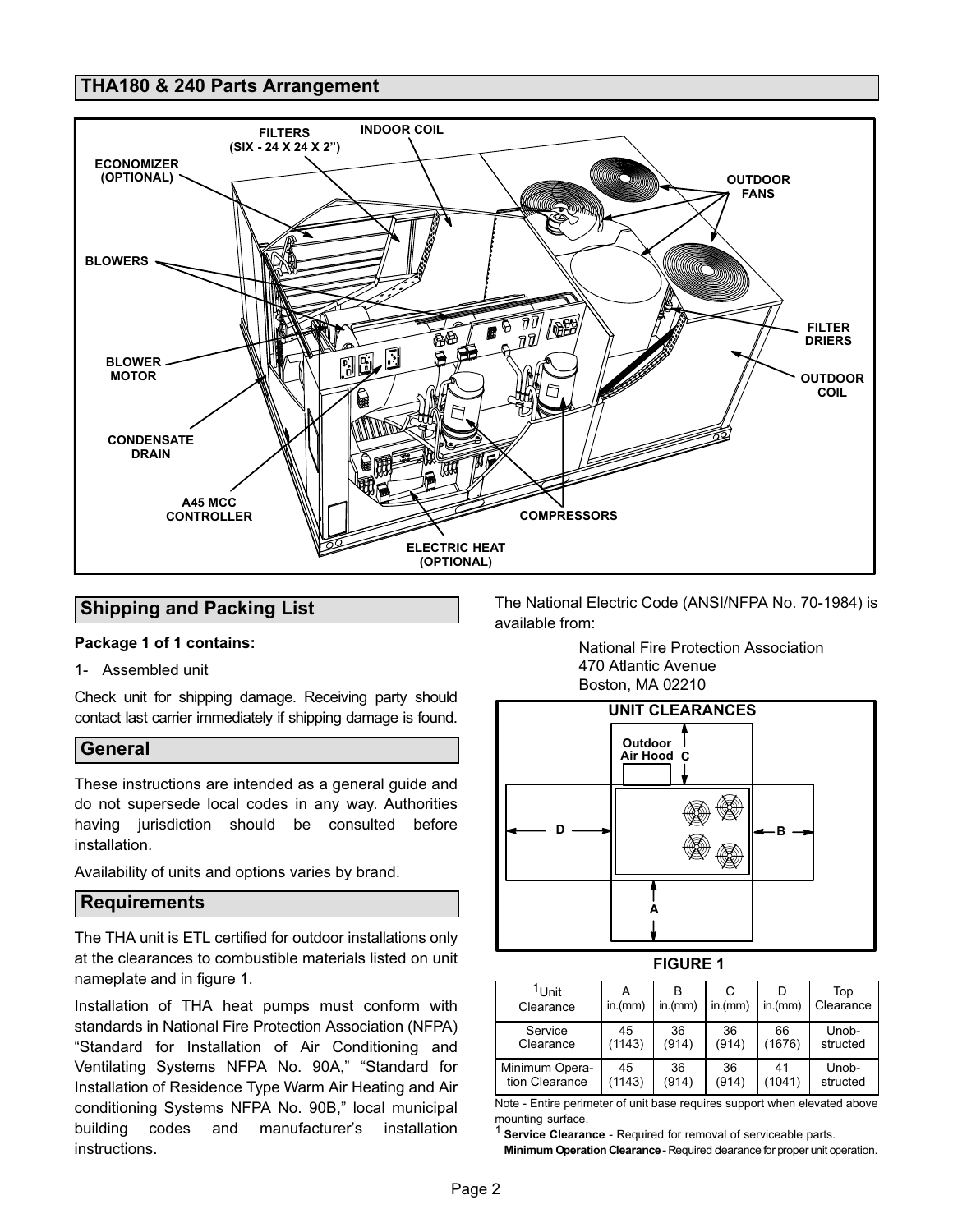## THA180 & 240 Parts Arrangement

## Shipping and Packing List

**Package 1 of 1 contains:**

1- Assembled unit

Check unit for shipping damage. Receiving party should contact last carrier immediately if shipping damage is found.

## General

These instructions are intended as a general guide and do not supersede local codes in any way. Authorities having jurisdiction should be consulted before installation.

Availability of units and options varies by brand.

## Requirements

The THA unit is ETL certified for outdoor installations only at the clearances to combustible materials listed on unit nameplate and in figure 1.

Installation of THA heat pumps must conform with standards in National Fire Protection Association (NFPA) "Standard for Installation of Air Conditioning and Ventilating Systems NFPA No. 90A," "Standard for Installation of Residence Type Warm Air Heating and Air conditioning Systems NFPA No. 90B," local municipal building codes and manufacturer's installation instructions.

The National Electric Code (ANSI/NFPA No. 70-1984) is available from:

National Fire Protection Association
470 Atlantic Avenue
Boston, MA 02210

UNIT CLEARANCES

FIGURE 1

| [1]Unit Clearance | A in.(mm) | B in.(mm) | C in.(mm) | D in.(mm) | Top Clearance |
|---|---|---|---|---|---|
| Service Clearance | 45 (1143) | 36 (914) | 36 (914) | 66 (1676) | Unobstructed |
| Minimum Operation Clearance | 45 (1143) | 36 (914) | 36 (914) | 41 (1041) | Unobstructed |

Note - Entire perimeter of unit base requires support when elevated above mounting surface.

[1] **Service Clearance** - Required for removal of serviceable parts.

**Minimum Operation Clearance** - Required clearance for proper unit operation.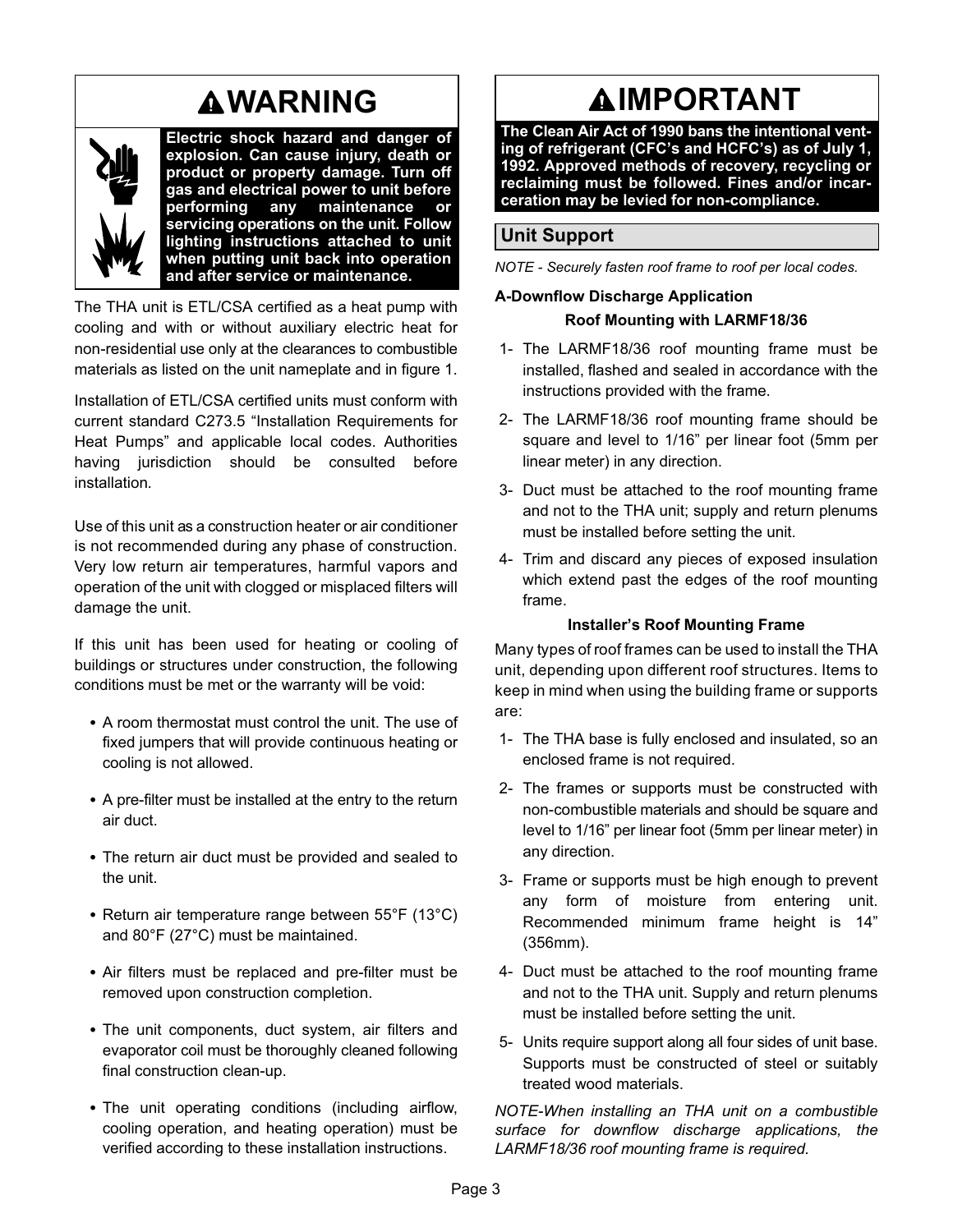## WARNING

**Electric shock hazard and danger of explosion. Can cause injury, death or product or property damage. Turn off gas and electrical power to unit before performing any maintenance or servicing operations on the unit. Follow lighting instructions attached to unit when putting unit back into operation and after service or maintenance.**

The THA unit is ETL/CSA certified as a heat pump with cooling and with or without auxiliary electric heat for non-residential use only at the clearances to combustible materials as listed on the unit nameplate and in figure 1.

Installation of ETL/CSA certified units must conform with current standard C273.5 "Installation Requirements for Heat Pumps" and applicable local codes. Authorities having jurisdiction should be consulted before installation.

Use of this unit as a construction heater or air conditioner is not recommended during any phase of construction. Very low return air temperatures, harmful vapors and operation of the unit with clogged or misplaced filters will damage the unit.

If this unit has been used for heating or cooling of buildings or structures under construction, the following conditions must be met or the warranty will be void:

- A room thermostat must control the unit. The use of fixed jumpers that will provide continuous heating or cooling is not allowed.
- A pre-filter must be installed at the entry to the return air duct.
- The return air duct must be provided and sealed to the unit.
- Return air temperature range between 55°F (13°C) and 80°F (27°C) must be maintained.
- Air filters must be replaced and pre-filter must be removed upon construction completion.
- The unit components, duct system, air filters and evaporator coil must be thoroughly cleaned following final construction clean-up.
- The unit operating conditions (including airflow, cooling operation, and heating operation) must be verified according to these installation instructions.

## IMPORTANT

**The Clean Air Act of 1990 bans the intentional venting of refrigerant (CFC's and HCFC's) as of July 1, 1992. Approved methods of recovery, recycling or reclaiming must be followed. Fines and/or incarceration may be levied for non-compliance.**

## Unit Support

*NOTE - Securely fasten roof frame to roof per local codes.*

### A-Downflow Discharge Application

#### Roof Mounting with LARMF18/36

1- The LARMF18/36 roof mounting frame must be installed, flashed and sealed in accordance with the instructions provided with the frame.

2- The LARMF18/36 roof mounting frame should be square and level to 1/16" per linear foot (5mm per linear meter) in any direction.

3- Duct must be attached to the roof mounting frame and not to the THA unit; supply and return plenums must be installed before setting the unit.

4- Trim and discard any pieces of exposed insulation which extend past the edges of the roof mounting frame.

#### Installer's Roof Mounting Frame

Many types of roof frames can be used to install the THA unit, depending upon different roof structures. Items to keep in mind when using the building frame or supports are:

1- The THA base is fully enclosed and insulated, so an enclosed frame is not required.

2- The frames or supports must be constructed with non-combustible materials and should be square and level to 1/16" per linear foot (5mm per linear meter) in any direction.

3- Frame or supports must be high enough to prevent any form of moisture from entering unit. Recommended minimum frame height is 14" (356mm).

4- Duct must be attached to the roof mounting frame and not to the THA unit. Supply and return plenums must be installed before setting the unit.

5- Units require support along all four sides of unit base. Supports must be constructed of steel or suitably treated wood materials.

*NOTE-When installing an THA unit on a combustible surface for downflow discharge applications, the LARMF18/36 roof mounting frame is required.*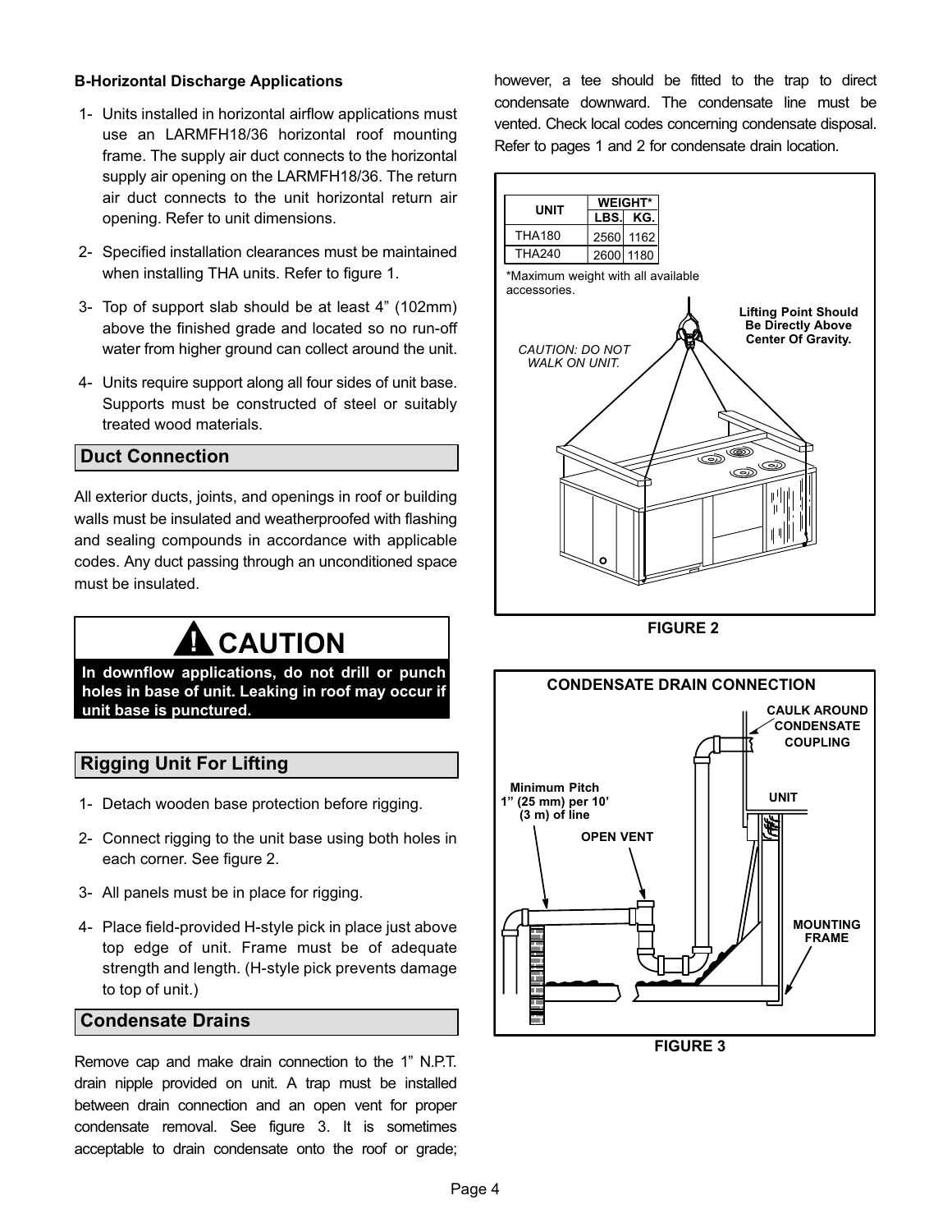**B-Horizontal Discharge Applications**

1- Units installed in horizontal airflow applications must use an LARMFH18/36 horizontal roof mounting frame. The supply air duct connects to the horizontal supply air opening on the LARMFH18/36. The return air duct connects to the unit horizontal return air opening. Refer to unit dimensions.

2- Specified installation clearances must be maintained when installing THA units. Refer to figure 1.

3- Top of support slab should be at least 4” (102mm) above the finished grade and located so no run-off water from higher ground can collect around the unit.

4- Units require support along all four sides of unit base. Supports must be constructed of steel or suitably treated wood materials.

## Duct Connection

All exterior ducts, joints, and openings in roof or building walls must be insulated and weatherproofed with flashing and sealing compounds in accordance with applicable codes. Any duct passing through an unconditioned space must be insulated.

**! CAUTION**

**In downflow applications, do not drill or punch holes in base of unit. Leaking in roof may occur if unit base is punctured.**

## Rigging Unit For Lifting

1- Detach wooden base protection before rigging.

2- Connect rigging to the unit base using both holes in each corner. See figure 2.

3- All panels must be in place for rigging.

4- Place field-provided H-style pick in place just above top edge of unit. Frame must be of adequate strength and length. (H-style pick prevents damage to top of unit.)

## Condensate Drains

Remove cap and make drain connection to the 1” N.P.T. drain nipple provided on unit. A trap must be installed between drain connection and an open vent for proper condensate removal. See figure 3. It is sometimes acceptable to drain condensate onto the roof or grade; however, a tee should be fitted to the trap to direct condensate downward. The condensate line must be vented. Check local codes concerning condensate disposal. Refer to pages 1 and 2 for condensate drain location.

| UNIT | WEIGHT* | |
|---|---|---|
| | LBS. | KG. |
| THA180 | 2560 | 1162 |
| THA240 | 2600 | 1180 |

*Maximum weight with all available accessories.

CAUTION: DO NOT WALK ON UNIT.

Lifting Point Should Be Directly Above Center Of Gravity.

FIGURE 2

CONDENSATE DRAIN CONNECTION

CAULK AROUND CONDENSATE COUPLING

UNIT

Minimum Pitch 1” (25 mm) per 10’ (3 m) of line

OPEN VENT

MOUNTING FRAME

FIGURE 3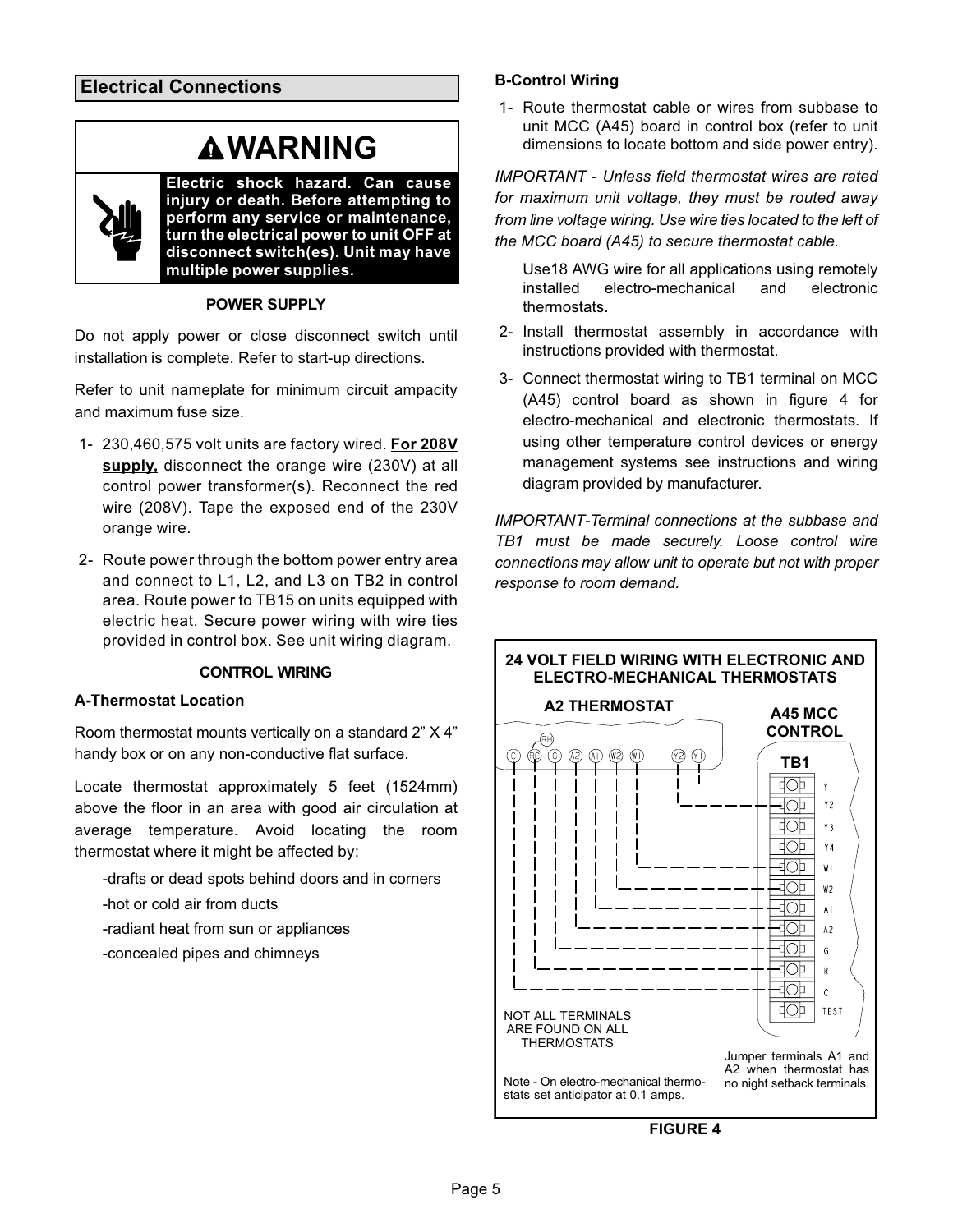## Electrical Connections

**WARNING**

**Electric shock hazard. Can cause injury or death. Before attempting to perform any service or maintenance, turn the electrical power to unit OFF at disconnect switch(es). Unit may have multiple power supplies.**

### POWER SUPPLY

Do not apply power or close disconnect switch until installation is complete. Refer to start-up directions.

Refer to unit nameplate for minimum circuit ampacity and maximum fuse size.

1- 230,460,575 volt units are factory wired. **For 208V supply,** disconnect the orange wire (230V) at all control power transformer(s). Reconnect the red wire (208V). Tape the exposed end of the 230V orange wire.

2- Route power through the bottom power entry area and connect to L1, L2, and L3 on TB2 in control area. Route power to TB15 on units equipped with electric heat. Secure power wiring with wire ties provided in control box. See unit wiring diagram.

### CONTROL WIRING

**A-Thermostat Location**

Room thermostat mounts vertically on a standard 2" X 4" handy box or on any non-conductive flat surface.

Locate thermostat approximately 5 feet (1524mm) above the floor in an area with good air circulation at average temperature. Avoid locating the room thermostat where it might be affected by:

-drafts or dead spots behind doors and in corners

-hot or cold air from ducts

-radiant heat from sun or appliances

-concealed pipes and chimneys

**B-Control Wiring**

1- Route thermostat cable or wires from subbase to unit MCC (A45) board in control box (refer to unit dimensions to locate bottom and side power entry).

*IMPORTANT - Unless field thermostat wires are rated for maximum unit voltage, they must be routed away from line voltage wiring. Use wire ties located to the left of the MCC board (A45) to secure thermostat cable.*

Use18 AWG wire for all applications using remotely installed electro-mechanical and electronic thermostats.

2- Install thermostat assembly in accordance with instructions provided with thermostat.

3- Connect thermostat wiring to TB1 terminal on MCC (A45) control board as shown in figure 4 for electro-mechanical and electronic thermostats. If using other temperature control devices or energy management systems see instructions and wiring diagram provided by manufacturer.

*IMPORTANT-Terminal connections at the subbase and TB1 must be made securely. Loose control wire connections may allow unit to operate but not with proper response to room demand.*

**24 VOLT FIELD WIRING WITH ELECTRONIC AND ELECTRO-MECHANICAL THERMOSTATS**

A2 THERMOSTAT: C, RC, RH, G, A2, A1, W2, W1, Y2, Y1

A45 MCC CONTROL TB1: Y1, Y2, Y3, Y4, W1, W2, A1, A2, G, R, C, TEST

NOT ALL TERMINALS ARE FOUND ON ALL THERMOSTATS

Jumper terminals A1 and A2 when thermostat has no night setback terminals.

Note - On electro-mechanical thermostats set anticipator at 0.1 amps.

**FIGURE 4**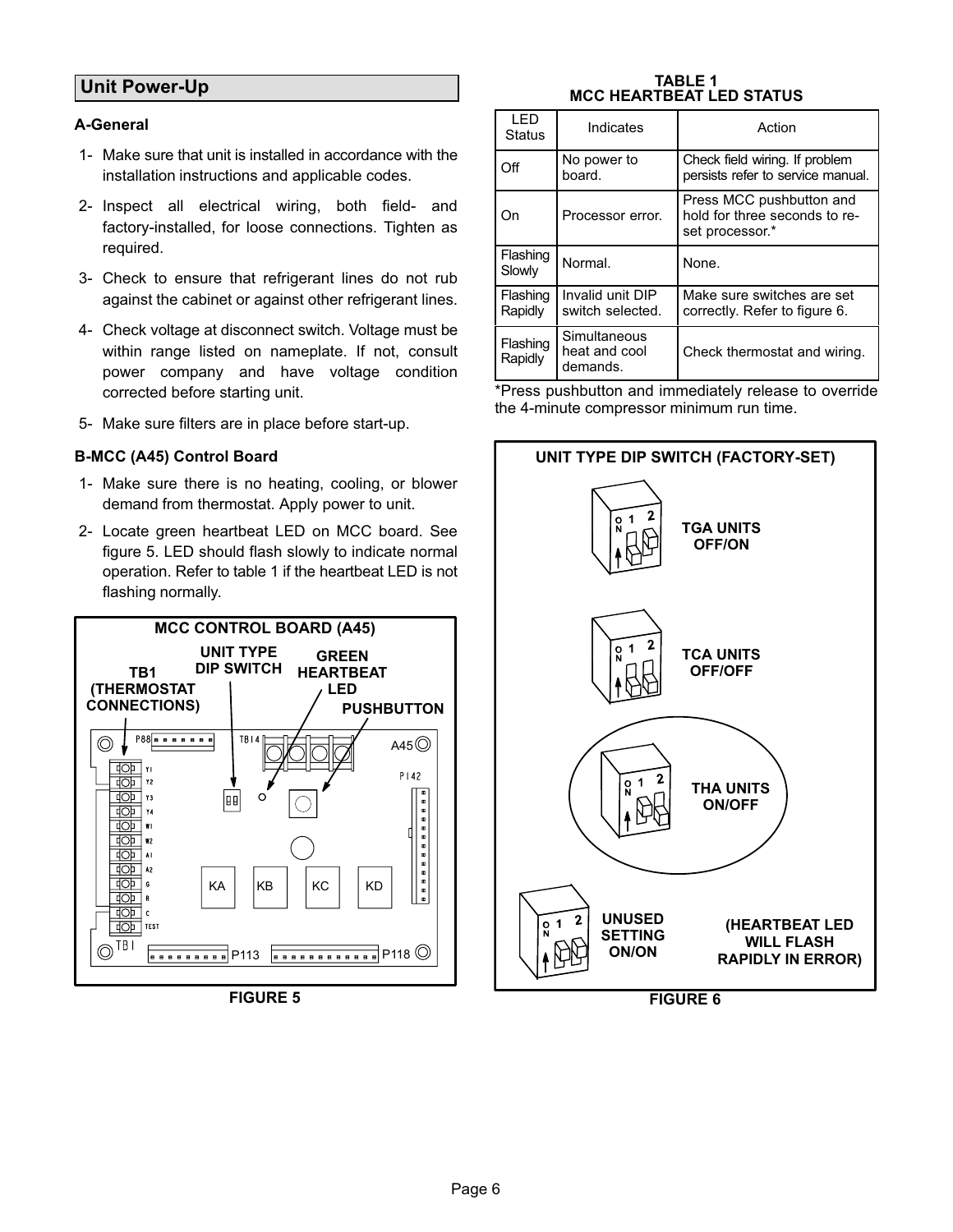## Unit Power-Up

### A-General

1- Make sure that unit is installed in accordance with the installation instructions and applicable codes.

2- Inspect all electrical wiring, both field- and factory-installed, for loose connections. Tighten as required.

3- Check to ensure that refrigerant lines do not rub against the cabinet or against other refrigerant lines.

4- Check voltage at disconnect switch. Voltage must be within range listed on nameplate. If not, consult power company and have voltage condition corrected before starting unit.

5- Make sure filters are in place before start-up.

### B-MCC (A45) Control Board

1- Make sure there is no heating, cooling, or blower demand from thermostat. Apply power to unit.

2- Locate green heartbeat LED on MCC board. See figure 5. LED should flash slowly to indicate normal operation. Refer to table 1 if the heartbeat LED is not flashing normally.

MCC CONTROL BOARD (A45)

TB1 (THERMOSTAT CONNECTIONS) — UNIT TYPE DIP SWITCH — GREEN HEARTBEAT LED — PUSHBUTTON

FIGURE 5

**TABLE 1**
**MCC HEARTBEAT LED STATUS**

| LED Status | Indicates | Action |
|---|---|---|
| Off | No power to board. | Check field wiring. If problem persists refer to service manual. |
| On | Processor error. | Press MCC pushbutton and hold for three seconds to re-set processor.* |
| Flashing Slowly | Normal. | None. |
| Flashing Rapidly | Invalid unit DIP switch selected. | Make sure switches are set correctly. Refer to figure 6. |
| Flashing Rapidly | Simultaneous heat and cool demands. | Check thermostat and wiring. |

*Press pushbutton and immediately release to override the 4-minute compressor minimum run time.

UNIT TYPE DIP SWITCH (FACTORY-SET)

TGA UNITS OFF/ON

TCA UNITS OFF/OFF

THA UNITS ON/OFF

UNUSED SETTING ON/ON

(HEARTBEAT LED WILL FLASH RAPIDLY IN ERROR)

FIGURE 6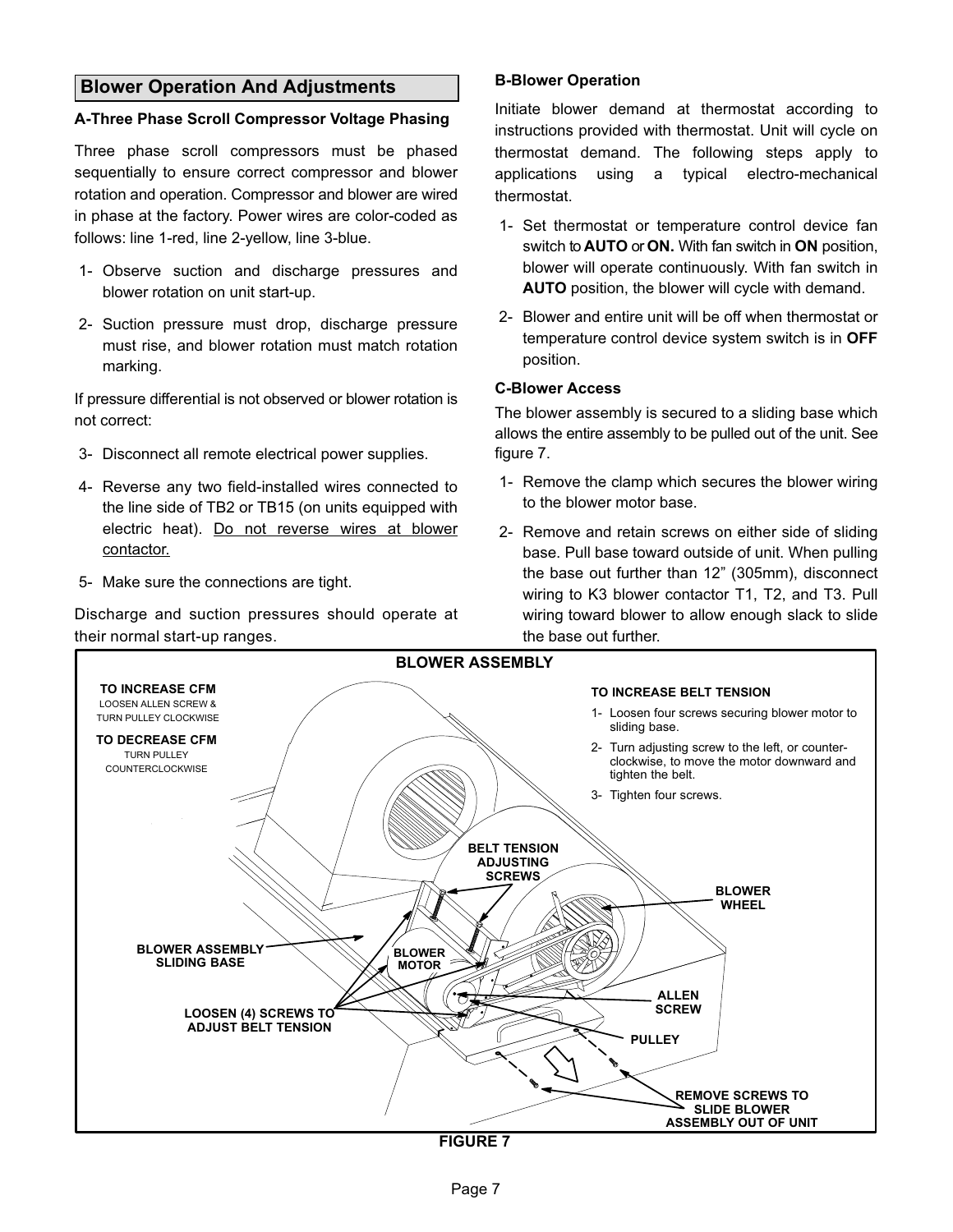## Blower Operation And Adjustments

### A-Three Phase Scroll Compressor Voltage Phasing

Three phase scroll compressors must be phased sequentially to ensure correct compressor and blower rotation and operation. Compressor and blower are wired in phase at the factory. Power wires are color-coded as follows: line 1-red, line 2-yellow, line 3-blue.

1- Observe suction and discharge pressures and blower rotation on unit start-up.

2- Suction pressure must drop, discharge pressure must rise, and blower rotation must match rotation marking.

If pressure differential is not observed or blower rotation is not correct:

3- Disconnect all remote electrical power supplies.

4- Reverse any two field-installed wires connected to the line side of TB2 or TB15 (on units equipped with electric heat). Do not reverse wires at blower contactor.

5- Make sure the connections are tight.

Discharge and suction pressures should operate at their normal start-up ranges.

### B-Blower Operation

Initiate blower demand at thermostat according to instructions provided with thermostat. Unit will cycle on thermostat demand. The following steps apply to applications using a typical electro-mechanical thermostat.

1- Set thermostat or temperature control device fan switch to **AUTO** or **ON.** With fan switch in **ON** position, blower will operate continuously. With fan switch in **AUTO** position, the blower will cycle with demand.

2- Blower and entire unit will be off when thermostat or temperature control device system switch is in **OFF** position.

### C-Blower Access

The blower assembly is secured to a sliding base which allows the entire assembly to be pulled out of the unit. See figure 7.

1- Remove the clamp which secures the blower wiring to the blower motor base.

2- Remove and retain screws on either side of sliding base. Pull base toward outside of unit. When pulling the base out further than 12" (305mm), disconnect wiring to K3 blower contactor T1, T2, and T3. Pull wiring toward blower to allow enough slack to slide the base out further.

**BLOWER ASSEMBLY**

**TO INCREASE CFM**
LOOSEN ALLEN SCREW & TURN PULLEY CLOCKWISE

**TO DECREASE CFM**
TURN PULLEY COUNTERCLOCKWISE

**TO INCREASE BELT TENSION**

1- Loosen four screws securing blower motor to sliding base.

2- Turn adjusting screw to the left, or counter-clockwise, to move the motor downward and tighten the belt.

3- Tighten four screws.

BELT TENSION ADJUSTING SCREWS

BLOWER WHEEL

BLOWER ASSEMBLY SLIDING BASE

BLOWER MOTOR

ALLEN SCREW

LOOSEN (4) SCREWS TO ADJUST BELT TENSION

PULLEY

REMOVE SCREWS TO SLIDE BLOWER ASSEMBLY OUT OF UNIT

**FIGURE 7**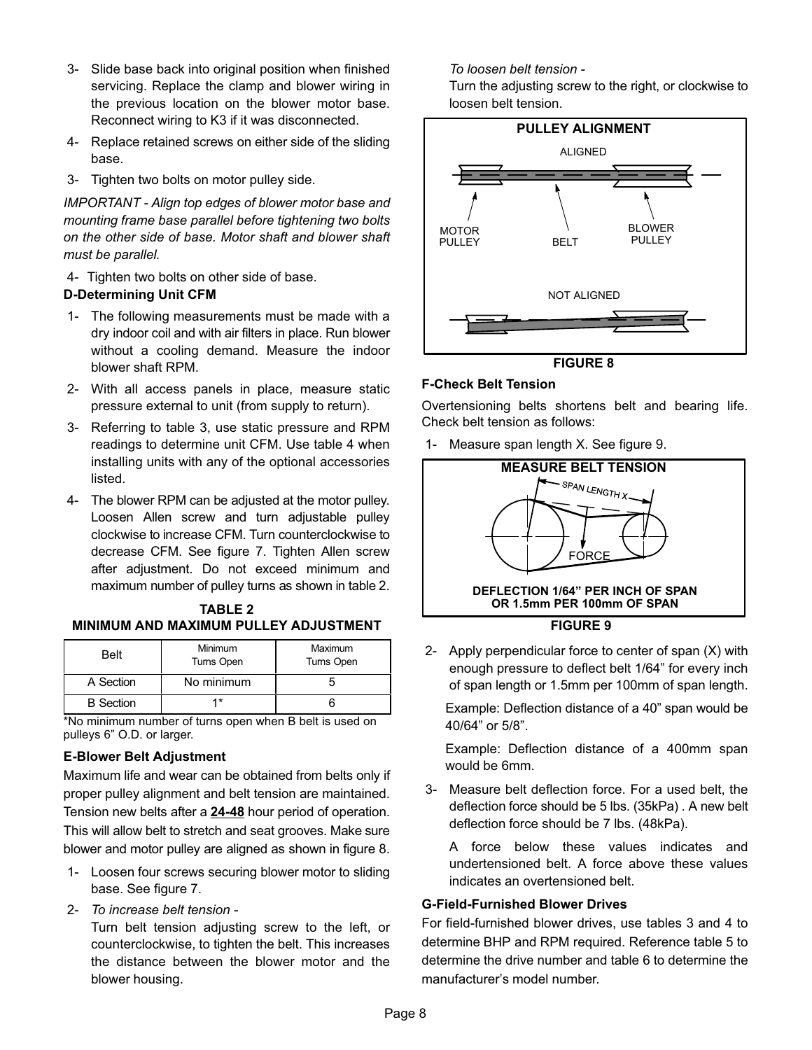3- Slide base back into original position when finished servicing. Replace the clamp and blower wiring in the previous location on the blower motor base. Reconnect wiring to K3 if it was disconnected.

4- Replace retained screws on either side of the sliding base.

3- Tighten two bolts on motor pulley side.

*IMPORTANT - Align top edges of blower motor base and mounting frame base parallel before tightening two bolts on the other side of base. Motor shaft and blower shaft must be parallel.*

4- Tighten two bolts on other side of base.

**D-Determining Unit CFM**

1- The following measurements must be made with a dry indoor coil and with air filters in place. Run blower without a cooling demand. Measure the indoor blower shaft RPM.

2- With all access panels in place, measure static pressure external to unit (from supply to return).

3- Referring to table 3, use static pressure and RPM readings to determine unit CFM. Use table 4 when installing units with any of the optional accessories listed.

4- The blower RPM can be adjusted at the motor pulley. Loosen Allen screw and turn adjustable pulley clockwise to increase CFM. Turn counterclockwise to decrease CFM. See figure 7. Tighten Allen screw after adjustment. Do not exceed minimum and maximum number of pulley turns as shown in table 2.

**TABLE 2**
**MINIMUM AND MAXIMUM PULLEY ADJUSTMENT**

| Belt | Minimum Turns Open | Maximum Turns Open |
|---|---|---|
| A Section | No minimum | 5 |
| B Section | 1* | 6 |

*No minimum number of turns open when B belt is used on pulleys 6" O.D. or larger.

**E-Blower Belt Adjustment**

Maximum life and wear can be obtained from belts only if proper pulley alignment and belt tension are maintained. Tension new belts after a **24-48** hour period of operation. This will allow belt to stretch and seat grooves. Make sure blower and motor pulley are aligned as shown in figure 8.

1- Loosen four screws securing blower motor to sliding base. See figure 7.

2- *To increase belt tension -*

Turn belt tension adjusting screw to the left, or counterclockwise, to tighten the belt. This increases the distance between the blower motor and the blower housing.

*To loosen belt tension -*

Turn the adjusting screw to the right, or clockwise to loosen belt tension.

**PULLEY ALIGNMENT**

ALIGNED

MOTOR PULLEY BELT BLOWER PULLEY

NOT ALIGNED

**FIGURE 8**

**F-Check Belt Tension**

Overtensioning belts shortens belt and bearing life. Check belt tension as follows:

1- Measure span length X. See figure 9.

**MEASURE BELT TENSION**

SPAN LENGTH X

FORCE

**DEFLECTION 1/64" PER INCH OF SPAN OR 1.5mm PER 100mm OF SPAN**

**FIGURE 9**

2- Apply perpendicular force to center of span (X) with enough pressure to deflect belt 1/64" for every inch of span length or 1.5mm per 100mm of span length.

Example: Deflection distance of a 40" span would be 40/64" or 5/8".

Example: Deflection distance of a 400mm span would be 6mm.

3- Measure belt deflection force. For a used belt, the deflection force should be 5 lbs. (35kPa) . A new belt deflection force should be 7 lbs. (48kPa).

A force below these values indicates and undertensioned belt. A force above these values indicates an overtensioned belt.

**G-Field-Furnished Blower Drives**

For field-furnished blower drives, use tables 3 and 4 to determine BHP and RPM required. Reference table 5 to determine the drive number and table 6 to determine the manufacturer's model number.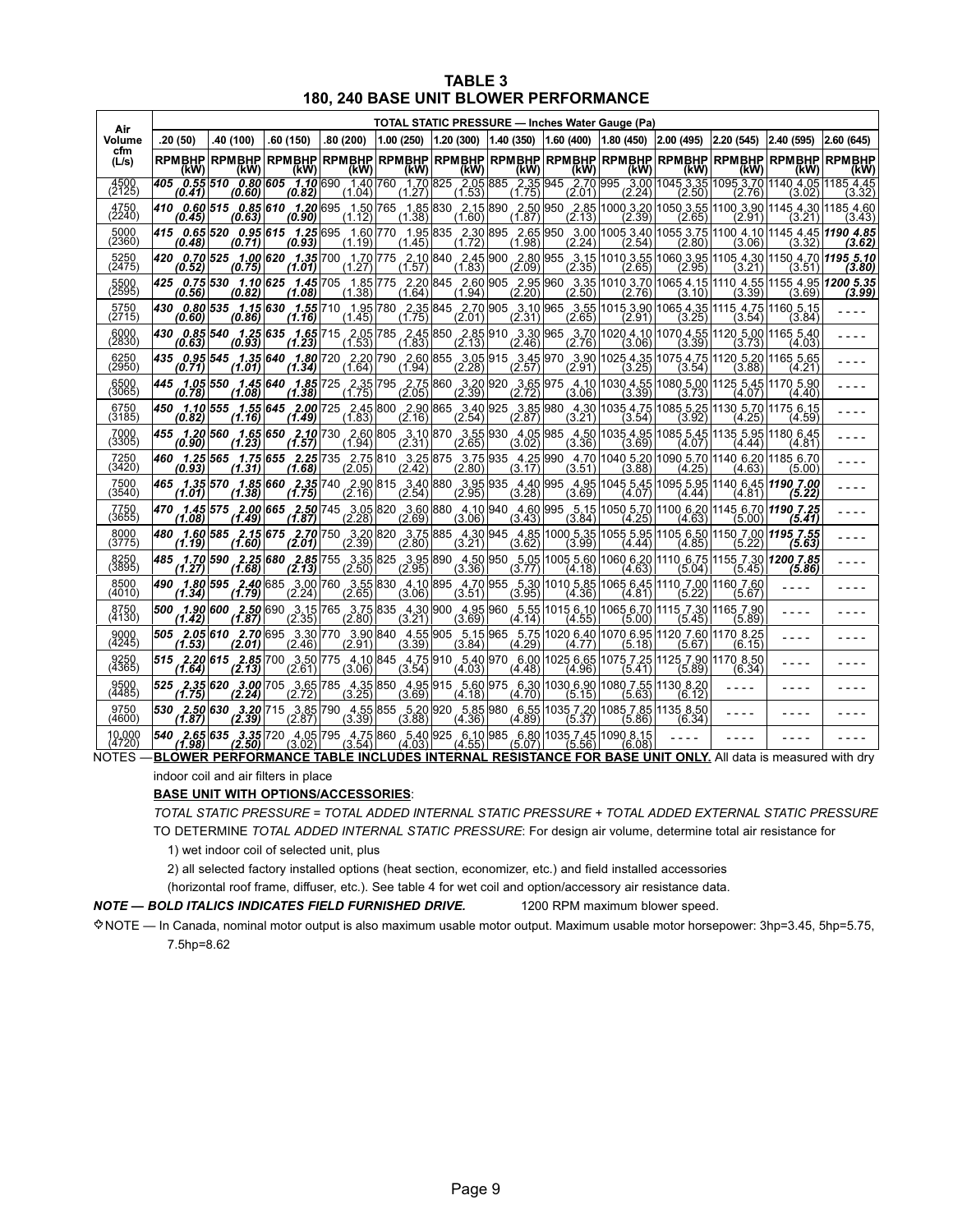# TABLE 3
## 180, 240 BASE UNIT BLOWER PERFORMANCE

| Air Volume cfm (L/s) | TOTAL STATIC PRESSURE — Inches Water Gauge (Pa) | | | | | | | | | | | | | | | | | | | | | | | | | |
|---|---|---|---|---|---|---|---|---|---|---|---|---|---|---|---|---|---|---|---|---|---|---|---|---|---|---|
| | .20 (50) | | .40 (100) | | .60 (150) | | .80 (200) | | 1.00 (250) | | 1.20 (300) | | 1.40 (350) | | 1.60 (400) | | 1.80 (450) | | 2.00 (495) | | 2.20 (545) | | 2.40 (595) | | 2.60 (645) | |
| | RPM | BHP (kW) | RPM | BHP (kW) | RPM | BHP (kW) | RPM | BHP (kW) | RPM | BHP (kW) | RPM | BHP (kW) | RPM | BHP (kW) | RPM | BHP (kW) | RPM | BHP (kW) | RPM | BHP (kW) | RPM | BHP (kW) | RPM | BHP (kW) | RPM | BHP (kW) |
| 4500 (2125) | ***405*** | ***0.55 (0.41)*** | ***510*** | ***0.80 (0.60)*** | ***605*** | ***1.10 (0.82)*** | 690 | 1.40 (1.04) | 760 | 1.70 (1.27) | 825 | 2.05 (1.53) | 885 | 2.35 (1.75) | 945 | 2.70 (2.01) | 995 | 3.00 (2.24) | 1045 | 3.35 (2.50) | 1095 | 3.70 (2.76) | 1140 | 4.05 (3.02) | 1185 | 4.45 (3.32) |
| 4750 (2240) | ***410*** | ***0.60 (0.45)*** | ***515*** | ***0.85 (0.63)*** | ***610*** | ***1.20 (0.90)*** | 695 | 1.50 (1.12) | 765 | 1.85 (1.38) | 830 | 2.15 (1.60) | 890 | 2.50 (1.87) | 950 | 2.85 (2.13) | 1000 | 3.20 (2.39) | 1050 | 3.55 (2.65) | 1100 | 3.90 (2.91) | 1145 | 4.30 (3.21) | 1185 | 4.60 (3.43) |
| 5000 (2360) | ***415*** | ***0.65 (0.48)*** | ***520*** | ***0.95 (0.71)*** | ***615*** | ***1.25 (0.93)*** | 695 | 1.60 (1.19) | 770 | 1.95 (1.45) | 835 | 2.30 (1.72) | 895 | 2.65 (1.98) | 950 | 3.00 (2.24) | 1005 | 3.40 (2.54) | 1055 | 3.75 (2.80) | 1100 | 4.10 (3.06) | 1145 | 4.45 (3.32) | ***1190*** | ***4.85 (3.62)*** |
| 5250 (2475) | ***420*** | ***0.70 (0.52)*** | ***525*** | ***1.00 (0.75)*** | ***620*** | ***1.35 (1.01)*** | 700 | 1.70 (1.27) | 775 | 2.10 (1.57) | 840 | 2.45 (1.83) | 900 | 2.80 (2.09) | 955 | 3.15 (2.35) | 1010 | 3.55 (2.65) | 1060 | 3.95 (2.95) | 1105 | 4.30 (3.21) | 1150 | 4.70 (3.51) | ***1195*** | ***5.10 (3.80)*** |
| 5500 (2595) | ***425*** | ***0.75 (0.56)*** | ***530*** | ***1.10 (0.82)*** | ***625*** | ***1.45 (1.08)*** | 705 | 1.85 (1.38) | 775 | 2.20 (1.64) | 845 | 2.60 (1.94) | 905 | 2.95 (2.20) | 960 | 3.35 (2.50) | 1010 | 3.70 (2.76) | 1065 | 4.15 (3.10) | 1110 | 4.55 (3.39) | 1155 | 4.95 (3.69) | ***1200*** | ***5.35 (3.99)*** |
| 5750 (2715) | ***430*** | ***0.80 (0.60)*** | ***535*** | ***1.15 (0.86)*** | ***630*** | ***1.55 (1.16)*** | 710 | 1.95 (1.45) | 780 | 2.35 (1.75) | 845 | 2.70 (2.01) | 905 | 3.10 (2.31) | 965 | 3.55 (2.65) | 1015 | 3.90 (2.91) | 1065 | 4.35 (3.25) | 1115 | 4.75 (3.54) | 1160 | 5.15 (3.84) | - - - - | |
| 6000 (2830) | ***430*** | ***0.85 (0.63)*** | ***540*** | ***1.25 (0.93)*** | ***635*** | ***1.65 (1.23)*** | 715 | 2.05 (1.53) | 785 | 2.45 (1.83) | 850 | 2.85 (2.13) | 910 | 3.30 (2.46) | 965 | 3.70 (2.76) | 1020 | 4.10 (3.06) | 1070 | 4.55 (3.39) | 1120 | 5.00 (3.73) | 1165 | 5.40 (4.03) | - - - - | |
| 6250 (2950) | ***435*** | ***0.95 (0.71)*** | ***545*** | ***1.35 (1.01)*** | ***640*** | ***1.80 (1.34)*** | 720 | 2.20 (1.64) | 790 | 2.60 (1.94) | 855 | 3.05 (2.28) | 915 | 3.45 (2.57) | 970 | 3.90 (2.91) | 1025 | 4.35 (3.25) | 1075 | 4.75 (3.54) | 1120 | 5.20 (3.88) | 1165 | 5.65 (4.21) | - - - - | |
| 6500 (3065) | ***445*** | ***1.05 (0.78)*** | ***550*** | ***1.45 (1.08)*** | ***640*** | ***1.85 (1.38)*** | 725 | 2.35 (1.75) | 795 | 2.75 (2.05) | 860 | 3.20 (2.39) | 920 | 3.65 (2.72) | 975 | 4.10 (3.06) | 1030 | 4.55 (3.39) | 1080 | 5.00 (3.73) | 1125 | 5.45 (4.07) | 1170 | 5.90 (4.40) | - - - - | |
| 6750 (3185) | ***450*** | ***1.10 (0.82)*** | ***555*** | ***1.55 (1.16)*** | ***645*** | ***2.00 (1.49)*** | 725 | 2.45 (1.83) | 800 | 2.90 (2.16) | 865 | 3.40 (2.54) | 925 | 3.85 (2.87) | 980 | 4.30 (3.21) | 1035 | 4.75 (3.54) | 1085 | 5.25 (3.92) | 1130 | 5.70 (4.25) | 1175 | 6.15 (4.59) | - - - - | |
| 7000 (3305) | ***455*** | ***1.20 (0.90)*** | ***560*** | ***1.65 (1.23)*** | ***650*** | ***2.10 (1.57)*** | 730 | 2.60 (1.94) | 805 | 3.10 (2.31) | 870 | 3.55 (2.65) | 930 | 4.05 (3.02) | 985 | 4.50 (3.36) | 1035 | 4.95 (3.69) | 1085 | 5.45 (4.07) | 1135 | 5.95 (4.44) | 1180 | 6.45 (4.81) | - - - - | |
| 7250 (3420) | ***460*** | ***1.25 (0.93)*** | ***565*** | ***1.75 (1.31)*** | ***655*** | ***2.25 (1.68)*** | 735 | 2.75 (2.05) | 810 | 3.25 (2.42) | 875 | 3.75 (2.80) | 935 | 4.25 (3.17) | 990 | 4.70 (3.51) | 1040 | 5.20 (3.88) | 1090 | 5.70 (4.25) | 1140 | 6.20 (4.63) | 1185 | 6.70 (5.00) | - - - - | |
| 7500 (3540) | ***465*** | ***1.35 (1.01)*** | ***570*** | ***1.85 (1.38)*** | ***660*** | ***2.35 (1.75)*** | 740 | 2.90 (2.16) | 815 | 3.40 (2.54) | 880 | 3.95 (2.95) | 935 | 4.40 (3.28) | 995 | 4.95 (3.69) | 1045 | 5.45 (4.07) | 1095 | 5.95 (4.44) | 1140 | 6.45 (4.81) | ***1190*** | ***7.00 (5.22)*** | - - - - | |
| 7750 (3655) | ***470*** | ***1.45 (1.08)*** | ***575*** | ***2.00 (1.49)*** | ***665*** | ***2.50 (1.87)*** | 745 | 3.05 (2.28) | 820 | 3.60 (2.69) | 880 | 4.10 (3.06) | 940 | 4.60 (3.43) | 995 | 5.15 (3.84) | 1050 | 5.70 (4.25) | 1100 | 6.20 (4.63) | 1145 | 6.70 (5.00) | ***1190*** | ***7.25 (5.41)*** | - - - - | |
| 8000 (3775) | ***480*** | ***1.60 (1.19)*** | ***585*** | ***2.15 (1.60)*** | ***675*** | ***2.70 (2.01)*** | 750 | 3.20 (2.39) | 820 | 3.75 (2.80) | 885 | 4.30 (3.21) | 945 | 4.85 (3.62) | 1000 | 5.35 (3.99) | 1055 | 5.95 (4.44) | 1105 | 6.50 (4.85) | 1150 | 7.00 (5.22) | ***1195*** | ***7.55 (5.63)*** | - - - - | |
| 8250 (3895) | ***485*** | ***1.70 (1.27)*** | ***590*** | ***2.25 (1.68)*** | ***680*** | ***2.85 (2.13)*** | 755 | 3.35 (2.50) | 825 | 3.95 (2.95) | 890 | 4.50 (3.36) | 950 | 5.05 (3.77) | 1005 | 5.60 (4.18) | 1060 | 6.20 (4.63) | 1110 | 6.75 (5.04) | 1155 | 7.30 (5.45) | ***1200*** | ***7.85 (5.86)*** | - - - - | |
| 8500 (4010) | ***490*** | ***1.80 (1.34)*** | ***595*** | ***2.40 (1.79)*** | 685 | 3.00 (2.24) | 760 | 3.55 (2.65) | 830 | 4.10 (3.06) | 895 | 4.70 (3.51) | 955 | 5.30 (3.95) | 1010 | 5.85 (4.36) | 1065 | 6.45 (4.81) | 1110 | 7.00 (5.22) | 1160 | 7.60 (5.67) | - - - - | | - - - - | |
| 8750 (4130) | ***500*** | ***1.90 (1.42)*** | ***600*** | ***2.50 (1.87)*** | 690 | 3.15 (2.35) | 765 | 3.75 (2.80) | 835 | 4.30 (3.21) | 900 | 4.95 (3.69) | 960 | 5.55 (4.14) | 1015 | 6.10 (4.55) | 1065 | 6.70 (5.00) | 1115 | 7.30 (5.45) | 1165 | 7.90 (5.89) | - - - - | | - - - - | |
| 9000 (4245) | ***505*** | ***2.05 (1.53)*** | ***610*** | ***2.70 (2.01)*** | 695 | 3.30 (2.46) | 770 | 3.90 (2.91) | 840 | 4.55 (3.39) | 905 | 5.15 (3.84) | 965 | 5.75 (4.29) | 1020 | 6.40 (4.77) | 1070 | 6.95 (5.18) | 1120 | 7.60 (5.67) | 1170 | 8.25 (6.15) | - - - - | | - - - - | |
| 9250 (4365) | ***515*** | ***2.20 (1.64)*** | ***615*** | ***2.85 (2.13)*** | 700 | 3.50 (2.61) | 775 | 4.10 (3.06) | 845 | 4.75 (3.54) | 910 | 5.40 (4.03) | 970 | 6.00 (4.48) | 1025 | 6.65 (4.96) | 1075 | 7.25 (5.41) | 1125 | 7.90 (5.89) | 1170 | 8.50 (6.34) | - - - - | | - - - - | |
| 9500 (4485) | ***525*** | ***2.35 (1.75)*** | ***620*** | ***3.00 (2.24)*** | 705 | 3.65 (2.72) | 785 | 4.35 (3.25) | 850 | 4.95 (3.69) | 915 | 5.60 (4.18) | 975 | 6.30 (4.70) | 1030 | 6.90 (5.15) | 1080 | 7.55 (5.63) | 1130 | 8.20 (6.12) | - - - - | | - - - - | | - - - - | |
| 9750 (4600) | ***530*** | ***2.50 (1.87)*** | ***630*** | ***3.20 (2.39)*** | 715 | 3.85 (2.87) | 790 | 4.55 (3.39) | 855 | 5.20 (3.88) | 920 | 5.85 (4.36) | 980 | 6.55 (4.89) | 1035 | 7.20 (5.37) | 1085 | 7.85 (5.86) | 1135 | 8.50 (6.34) | - - - - | | - - - - | | - - - - | |
| 10,000 (4720) | ***540*** | ***2.65 (1.98)*** | ***635*** | ***3.35 (2.50)*** | 720 | 4.05 (3.02) | 795 | 4.75 (3.54) | 860 | 5.40 (4.03) | 925 | 6.10 (4.55) | 985 | 6.80 (5.07) | 1035 | 7.45 (5.56) | 1090 | 8.15 (6.08) | - - - - | | - - - - | | - - - - | | - - - - | |

NOTES —**BLOWER PERFORMANCE TABLE INCLUDES INTERNAL RESISTANCE FOR BASE UNIT ONLY.** All data is measured with dry indoor coil and air filters in place

**BASE UNIT WITH OPTIONS/ACCESSORIES**:

*TOTAL STATIC PRESSURE = TOTAL ADDED INTERNAL STATIC PRESSURE + TOTAL ADDED EXTERNAL STATIC PRESSURE*

TO DETERMINE *TOTAL ADDED INTERNAL STATIC PRESSURE*: For design air volume, determine total air resistance for

1) wet indoor coil of selected unit, plus

2) all selected factory installed options (heat section, economizer, etc.) and field installed accessories

(horizontal roof frame, diffuser, etc.). See table 4 for wet coil and option/accessory air resistance data.

***NOTE — BOLD ITALICS INDICATES FIELD FURNISHED DRIVE.*** 1200 RPM maximum blower speed.

NOTE — In Canada, nominal motor output is also maximum usable motor output. Maximum usable motor horsepower: 3hp=3.45, 5hp=5.75, 7.5hp=8.62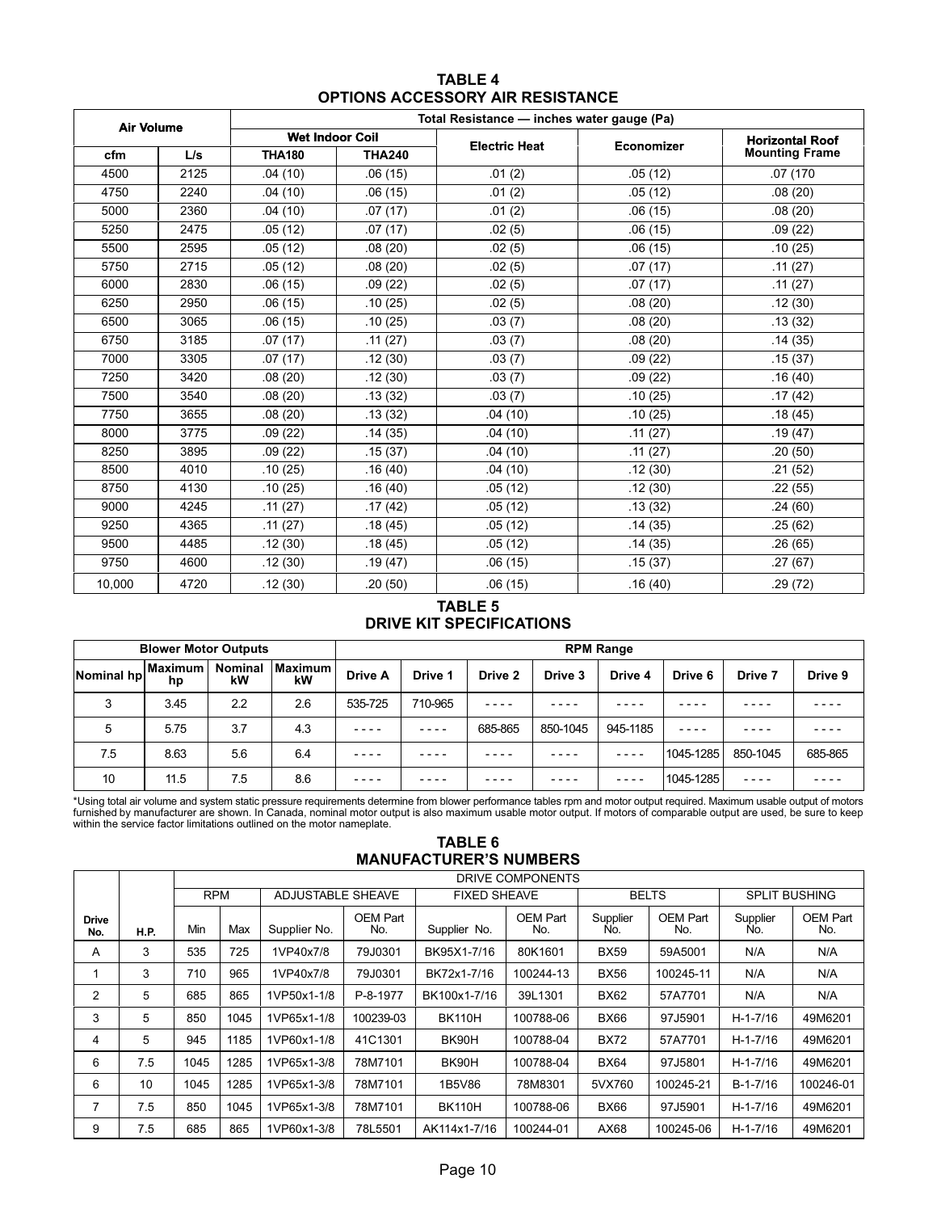## TABLE 4
## OPTIONS ACCESSORY AIR RESISTANCE

| Air Volume | | Total Resistance — inches water gauge (Pa) | | | | |
|---|---|---|---|---|---|---|
| | | Wet Indoor Coil | | Electric Heat | Economizer | Horizontal Roof Mounting Frame |
| cfm | L/s | THA180 | THA240 | | | |
| 4500 | 2125 | .04 (10) | .06 (15) | .01 (2) | .05 (12) | .07 (170 |
| 4750 | 2240 | .04 (10) | .06 (15) | .01 (2) | .05 (12) | .08 (20) |
| 5000 | 2360 | .04 (10) | .07 (17) | .01 (2) | .06 (15) | .08 (20) |
| 5250 | 2475 | .05 (12) | .07 (17) | .02 (5) | .06 (15) | .09 (22) |
| 5500 | 2595 | .05 (12) | .08 (20) | .02 (5) | .06 (15) | .10 (25) |
| 5750 | 2715 | .05 (12) | .08 (20) | .02 (5) | .07 (17) | .11 (27) |
| 6000 | 2830 | .06 (15) | .09 (22) | .02 (5) | .07 (17) | .11 (27) |
| 6250 | 2950 | .06 (15) | .10 (25) | .02 (5) | .08 (20) | .12 (30) |
| 6500 | 3065 | .06 (15) | .10 (25) | .03 (7) | .08 (20) | .13 (32) |
| 6750 | 3185 | .07 (17) | .11 (27) | .03 (7) | .08 (20) | .14 (35) |
| 7000 | 3305 | .07 (17) | .12 (30) | .03 (7) | .09 (22) | .15 (37) |
| 7250 | 3420 | .08 (20) | .12 (30) | .03 (7) | .09 (22) | .16 (40) |
| 7500 | 3540 | .08 (20) | .13 (32) | .03 (7) | .10 (25) | .17 (42) |
| 7750 | 3655 | .08 (20) | .13 (32) | .04 (10) | .10 (25) | .18 (45) |
| 8000 | 3775 | .09 (22) | .14 (35) | .04 (10) | .11 (27) | .19 (47) |
| 8250 | 3895 | .09 (22) | .15 (37) | .04 (10) | .11 (27) | .20 (50) |
| 8500 | 4010 | .10 (25) | .16 (40) | .04 (10) | .12 (30) | .21 (52) |
| 8750 | 4130 | .10 (25) | .16 (40) | .05 (12) | .12 (30) | .22 (55) |
| 9000 | 4245 | .11 (27) | .17 (42) | .05 (12) | .13 (32) | .24 (60) |
| 9250 | 4365 | .11 (27) | .18 (45) | .05 (12) | .14 (35) | .25 (62) |
| 9500 | 4485 | .12 (30) | .18 (45) | .05 (12) | .14 (35) | .26 (65) |
| 9750 | 4600 | .12 (30) | .19 (47) | .06 (15) | .15 (37) | .27 (67) |
| 10,000 | 4720 | .12 (30) | .20 (50) | .06 (15) | .16 (40) | .29 (72) |

## TABLE 5
## DRIVE KIT SPECIFICATIONS

| Blower Motor Outputs | | | | RPM Range | | | | | | | |
|---|---|---|---|---|---|---|---|---|---|---|---|
| Nominal hp | Maximum hp | Nominal kW | Maximum kW | Drive A | Drive 1 | Drive 2 | Drive 3 | Drive 4 | Drive 6 | Drive 7 | Drive 9 |
| 3 | 3.45 | 2.2 | 2.6 | 535-725 | 710-965 | - - - - | - - - - | - - - - | - - - - | - - - - | - - - - |
| 5 | 5.75 | 3.7 | 4.3 | - - - - | - - - - | 685-865 | 850-1045 | 945-1185 | - - - - | - - - - | - - - - |
| 7.5 | 8.63 | 5.6 | 6.4 | - - - - | - - - - | - - - - | - - - - | - - - - | 1045-1285 | 850-1045 | 685-865 |
| 10 | 11.5 | 7.5 | 8.6 | - - - - | - - - - | - - - - | - - - - | - - - - | 1045-1285 | - - - - | - - - - |

*Using total air volume and system static pressure requirements determine from blower performance tables rpm and motor output required. Maximum usable output of motors furnished by manufacturer are shown. In Canada, nominal motor output is also maximum usable motor output. If motors of comparable output are used, be sure to keep within the service factor limitations outlined on the motor nameplate.

## TABLE 6
## MANUFACTURER'S NUMBERS

| | | DRIVE COMPONENTS | | | | | | | | | |
|---|---|---|---|---|---|---|---|---|---|---|---|
| | | RPM | | ADJUSTABLE SHEAVE | | FIXED SHEAVE | | BELTS | | SPLIT BUSHING | |
| Drive No. | H.P. | Min | Max | Supplier No. | OEM Part No. | Supplier No. | OEM Part No. | Supplier No. | OEM Part No. | Supplier No. | OEM Part No. |
| A | 3 | 535 | 725 | 1VP40x7/8 | 79J0301 | BK95X1-7/16 | 80K1601 | BX59 | 59A5001 | N/A | N/A |
| 1 | 3 | 710 | 965 | 1VP40x7/8 | 79J0301 | BK72x1-7/16 | 100244-13 | BX56 | 100245-11 | N/A | N/A |
| 2 | 5 | 685 | 865 | 1VP50x1-1/8 | P-8-1977 | BK100x1-7/16 | 39L1301 | BX62 | 57A7701 | N/A | N/A |
| 3 | 5 | 850 | 1045 | 1VP65x1-1/8 | 100239-03 | BK110H | 100788-06 | BX66 | 97J5901 | H-1-7/16 | 49M6201 |
| 4 | 5 | 945 | 1185 | 1VP60x1-1/8 | 41C1301 | BK90H | 100788-04 | BX72 | 57A7701 | H-1-7/16 | 49M6201 |
| 6 | 7.5 | 1045 | 1285 | 1VP65x1-3/8 | 78M7101 | BK90H | 100788-04 | BX64 | 97J5801 | H-1-7/16 | 49M6201 |
| 6 | 10 | 1045 | 1285 | 1VP65x1-3/8 | 78M7101 | 1B5V86 | 78M8301 | 5VX760 | 100245-21 | B-1-7/16 | 100246-01 |
| 7 | 7.5 | 850 | 1045 | 1VP65x1-3/8 | 78M7101 | BK110H | 100788-06 | BX66 | 97J5901 | H-1-7/16 | 49M6201 |
| 9 | 7.5 | 685 | 865 | 1VP60x1-3/8 | 78L5501 | AK114x1-7/16 | 100244-01 | AX68 | 100245-06 | H-1-7/16 | 49M6201 |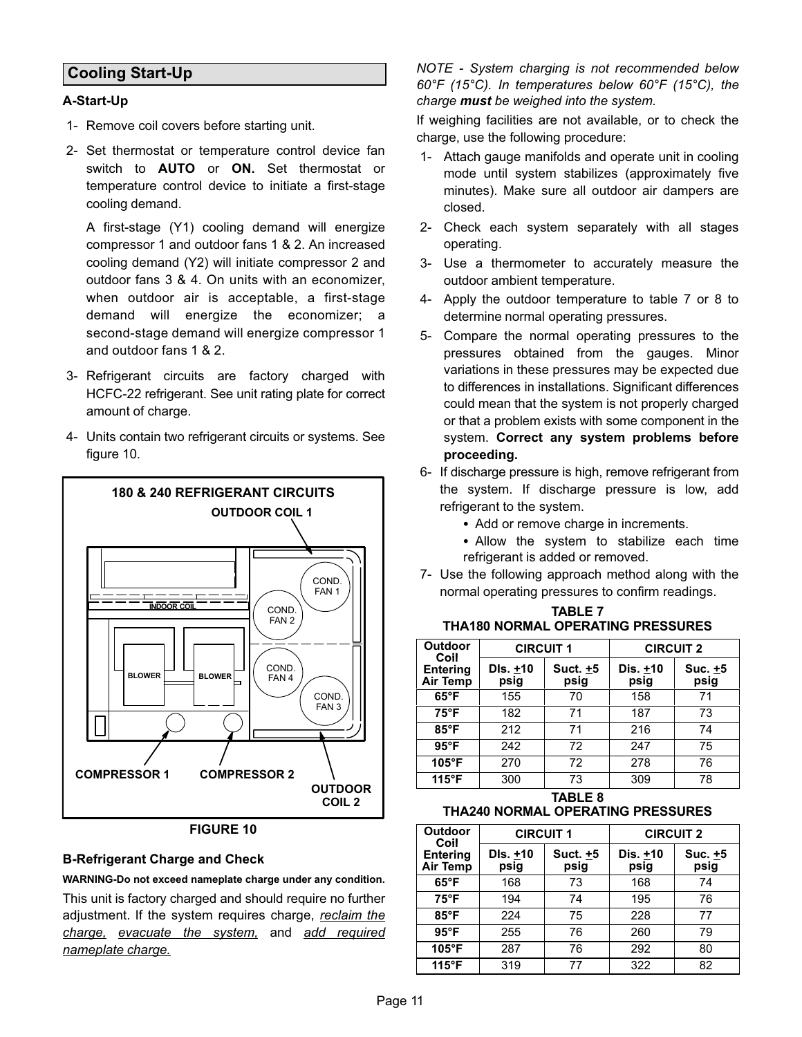## Cooling Start-Up

### A-Start-Up

1- Remove coil covers before starting unit.

2- Set thermostat or temperature control device fan switch to **AUTO** or **ON.** Set thermostat or temperature control device to initiate a first-stage cooling demand.

   A first-stage (Y1) cooling demand will energize compressor 1 and outdoor fans 1 & 2. An increased cooling demand (Y2) will initiate compressor 2 and outdoor fans 3 & 4. On units with an economizer, when outdoor air is acceptable, a first-stage demand will energize the economizer; a second-stage demand will energize compressor 1 and outdoor fans 1 & 2.

3- Refrigerant circuits are factory charged with HCFC-22 refrigerant. See unit rating plate for correct amount of charge.

4- Units contain two refrigerant circuits or systems. See figure 10.

180 & 240 REFRIGERANT CIRCUITS

OUTDOOR COIL 1, COND. FAN 1, COND. FAN 2, COND. FAN 3, COND. FAN 4, INDOOR COIL, BLOWER, BLOWER, COMPRESSOR 1, COMPRESSOR 2, OUTDOOR COIL 2

**FIGURE 10**

### B-Refrigerant Charge and Check

**WARNING-Do not exceed nameplate charge under any condition.**

This unit is factory charged and should require no further adjustment. If the system requires charge, reclaim the charge, evacuate the system, and add required nameplate charge.

*NOTE - System charging is not recommended below 60°F (15°C). In temperatures below 60°F (15°C), the charge **must** be weighed into the system.*

If weighing facilities are not available, or to check the charge, use the following procedure:

1- Attach gauge manifolds and operate unit in cooling mode until system stabilizes (approximately five minutes). Make sure all outdoor air dampers are closed.

2- Check each system separately with all stages operating.

3- Use a thermometer to accurately measure the outdoor ambient temperature.

4- Apply the outdoor temperature to table 7 or 8 to determine normal operating pressures.

5- Compare the normal operating pressures to the pressures obtained from the gauges. Minor variations in these pressures may be expected due to differences in installations. Significant differences could mean that the system is not properly charged or that a problem exists with some component in the system. **Correct any system problems before proceeding.**

6- If discharge pressure is high, remove refrigerant from the system. If discharge pressure is low, add refrigerant to the system.
   - Add or remove charge in increments.
   - Allow the system to stabilize each time refrigerant is added or removed.

7- Use the following approach method along with the normal operating pressures to confirm readings.

**TABLE 7**
**THA180 NORMAL OPERATING PRESSURES**

| Outdoor Coil Entering Air Temp | CIRCUIT 1 | | CIRCUIT 2 | |
|---|---|---|---|---|
| | Dis. ±10 psig | Suct. ±5 psig | Dis. ±10 psig | Suc. ±5 psig |
| 65°F | 155 | 70 | 158 | 71 |
| 75°F | 182 | 71 | 187 | 73 |
| 85°F | 212 | 71 | 216 | 74 |
| 95°F | 242 | 72 | 247 | 75 |
| 105°F | 270 | 72 | 278 | 76 |
| 115°F | 300 | 73 | 309 | 78 |

**TABLE 8**
**THA240 NORMAL OPERATING PRESSURES**

| Outdoor Coil Entering Air Temp | CIRCUIT 1 | | CIRCUIT 2 | |
|---|---|---|---|---|
| | Dis. ±10 psig | Suct. ±5 psig | Dis. ±10 psig | Suc. ±5 psig |
| 65°F | 168 | 73 | 168 | 74 |
| 75°F | 194 | 74 | 195 | 76 |
| 85°F | 224 | 75 | 228 | 77 |
| 95°F | 255 | 76 | 260 | 79 |
| 105°F | 287 | 76 | 292 | 80 |
| 115°F | 319 | 77 | 322 | 82 |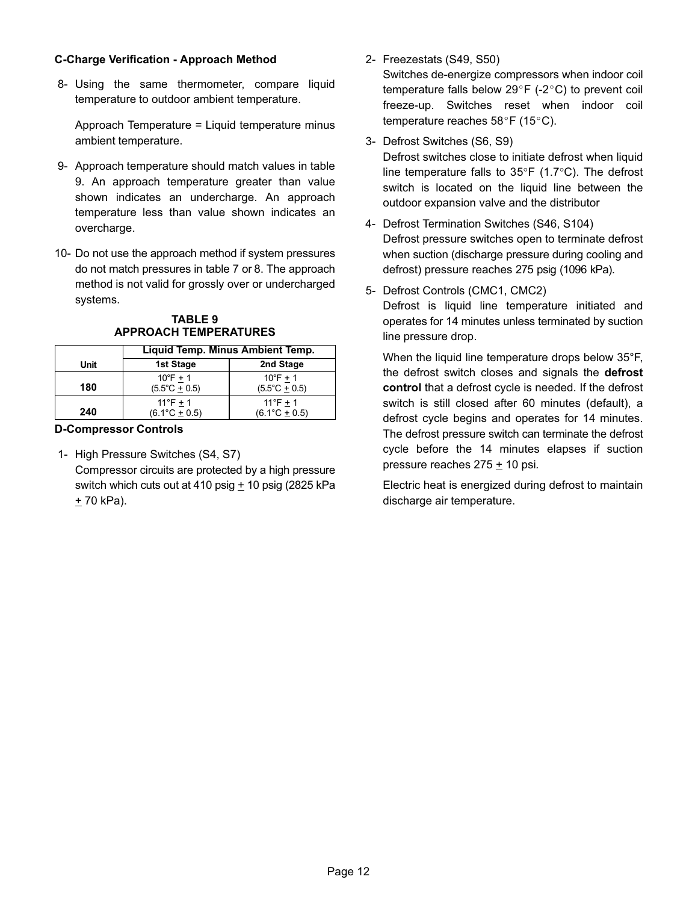### C-Charge Verification - Approach Method

8- Using the same thermometer, compare liquid temperature to outdoor ambient temperature.

   Approach Temperature = Liquid temperature minus ambient temperature.

9- Approach temperature should match values in table 9. An approach temperature greater than value shown indicates an undercharge. An approach temperature less than value shown indicates an overcharge.

10- Do not use the approach method if system pressures do not match pressures in table 7 or 8. The approach method is not valid for grossly over or undercharged systems.

**TABLE 9**
**APPROACH TEMPERATURES**

| Unit | Liquid Temp. Minus Ambient Temp. | |
|---|---|---|
| | 1st Stage | 2nd Stage |
| 180 | 10°F ± 1 (5.5°C ± 0.5) | 10°F ± 1 (5.5°C ± 0.5) |
| 240 | 11°F ± 1 (6.1°C ± 0.5) | 11°F ± 1 (6.1°C ± 0.5) |

### D-Compressor Controls

1- High Pressure Switches (S4, S7)
   Compressor circuits are protected by a high pressure switch which cuts out at 410 psig ± 10 psig (2825 kPa ± 70 kPa).

2- Freezestats (S49, S50)
   Switches de-energize compressors when indoor coil temperature falls below 29°F (-2°C) to prevent coil freeze-up. Switches reset when indoor coil temperature reaches 58°F (15°C).

3- Defrost Switches (S6, S9)
   Defrost switches close to initiate defrost when liquid line temperature falls to 35°F (1.7°C). The defrost switch is located on the liquid line between the outdoor expansion valve and the distributor

4- Defrost Termination Switches (S46, S104)
   Defrost pressure switches open to terminate defrost when suction (discharge pressure during cooling and defrost) pressure reaches 275 psig (1096 kPa).

5- Defrost Controls (CMC1, CMC2)
   Defrost is liquid line temperature initiated and operates for 14 minutes unless terminated by suction line pressure drop.

   When the liquid line temperature drops below 35°F, the defrost switch closes and signals the **defrost control** that a defrost cycle is needed. If the defrost switch is still closed after 60 minutes (default), a defrost cycle begins and operates for 14 minutes. The defrost pressure switch can terminate the defrost cycle before the 14 minutes elapses if suction pressure reaches 275 ± 10 psi.

   Electric heat is energized during defrost to maintain discharge air temperature.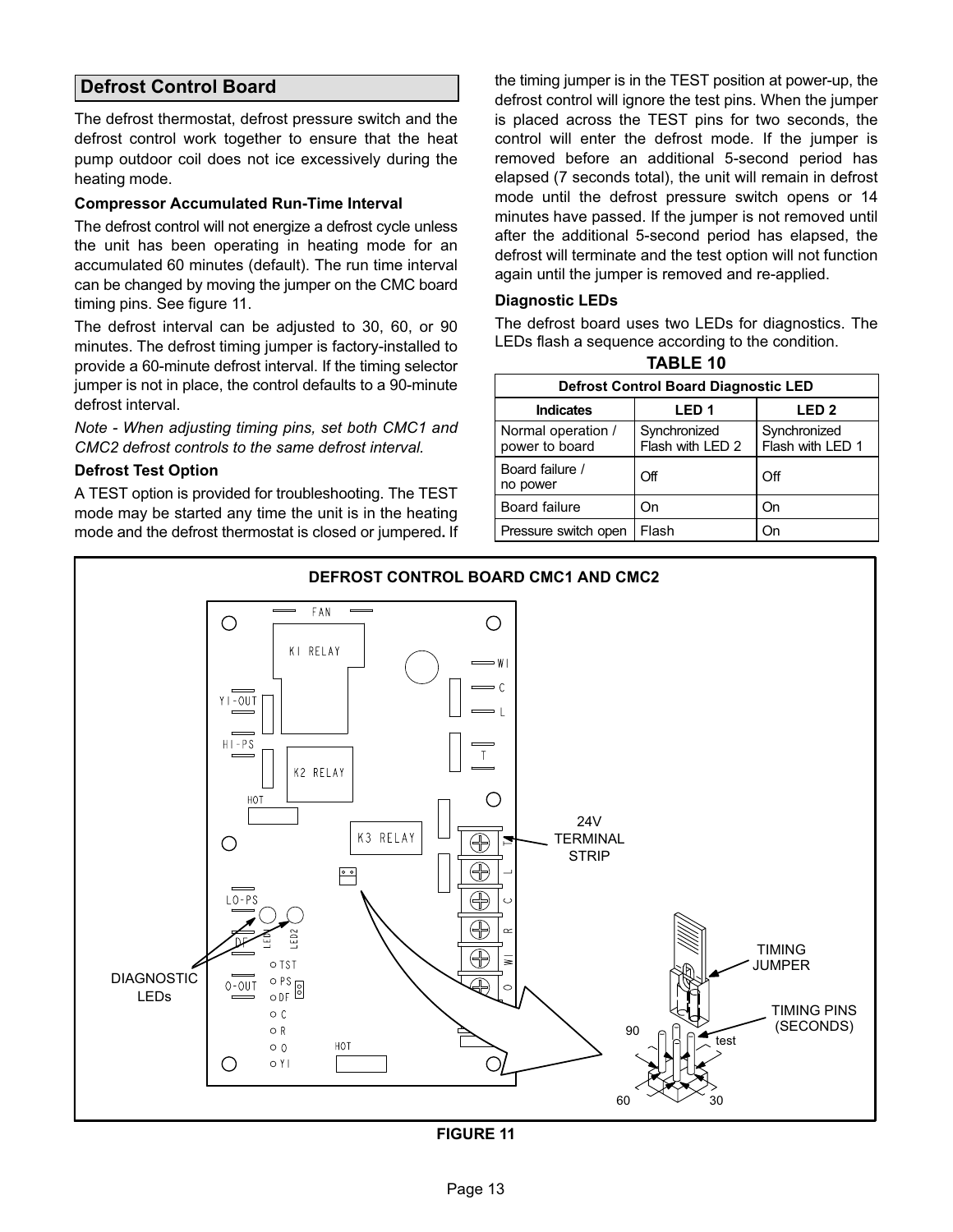## Defrost Control Board

The defrost thermostat, defrost pressure switch and the defrost control work together to ensure that the heat pump outdoor coil does not ice excessively during the heating mode.

### Compressor Accumulated Run-Time Interval

The defrost control will not energize a defrost cycle unless the unit has been operating in heating mode for an accumulated 60 minutes (default). The run time interval can be changed by moving the jumper on the CMC board timing pins. See figure 11.

The defrost interval can be adjusted to 30, 60, or 90 minutes. The defrost timing jumper is factory-installed to provide a 60-minute defrost interval. If the timing selector jumper is not in place, the control defaults to a 90-minute defrost interval.

*Note - When adjusting timing pins, set both CMC1 and CMC2 defrost controls to the same defrost interval.*

### Defrost Test Option

A TEST option is provided for troubleshooting. The TEST mode may be started any time the unit is in the heating mode and the defrost thermostat is closed or jumpered**.** If the timing jumper is in the TEST position at power-up, the defrost control will ignore the test pins. When the jumper is placed across the TEST pins for two seconds, the control will enter the defrost mode. If the jumper is removed before an additional 5-second period has elapsed (7 seconds total), the unit will remain in defrost mode until the defrost pressure switch opens or 14 minutes have passed. If the jumper is not removed until after the additional 5-second period has elapsed, the defrost will terminate and the test option will not function again until the jumper is removed and re-applied.

### Diagnostic LEDs

The defrost board uses two LEDs for diagnostics. The LEDs flash a sequence according to the condition.

**TABLE 10**

| Defrost Control Board Diagnostic LED | | |
|---|---|---|
| **Indicates** | **LED 1** | **LED 2** |
| Normal operation / power to board | Synchronized Flash with LED 2 | Synchronized Flash with LED 1 |
| Board failure / no power | Off | Off |
| Board failure | On | On |
| Pressure switch open | Flash | On |

**DEFROST CONTROL BOARD CMC1 AND CMC2**

FAN, K1 RELAY, W1, C, L, Y1-OUT, HI-PS, K2 RELAY, T, HOT, K3 RELAY, 24V TERMINAL STRIP, LO-PS, LED1, LED2, DF, O-OUT, TST, PS, DF, C, R, O, Y1, HOT, DIAGNOSTIC LEDs, TIMING JUMPER, TIMING PINS (SECONDS), 90, test, 60, 30

**FIGURE 11**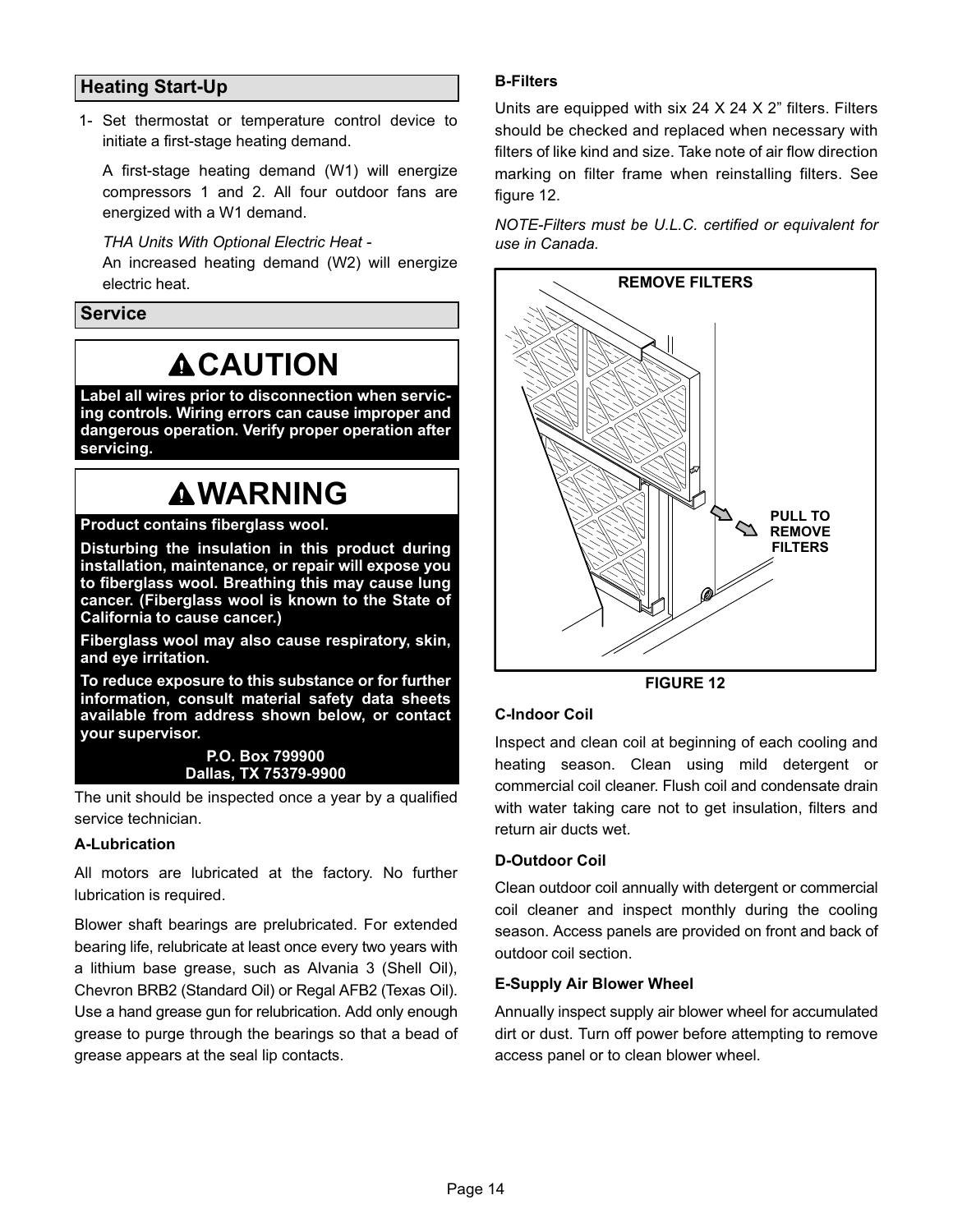## Heating Start-Up

1- Set thermostat or temperature control device to initiate a first-stage heating demand.

   A first-stage heating demand (W1) will energize compressors 1 and 2. All four outdoor fans are energized with a W1 demand.

   *THA Units With Optional Electric Heat -*
   An increased heating demand (W2) will energize electric heat.

## Service

**CAUTION**

**Label all wires prior to disconnection when servicing controls. Wiring errors can cause improper and dangerous operation. Verify proper operation after servicing.**

**WARNING**

**Product contains fiberglass wool.**

**Disturbing the insulation in this product during installation, maintenance, or repair will expose you to fiberglass wool. Breathing this may cause lung cancer. (Fiberglass wool is known to the State of California to cause cancer.)**

**Fiberglass wool may also cause respiratory, skin, and eye irritation.**

**To reduce exposure to this substance or for further information, consult material safety data sheets available from address shown below, or contact your supervisor.**

**P.O. Box 799900**
**Dallas, TX 75379-9900**

The unit should be inspected once a year by a qualified service technician.

### A-Lubrication

All motors are lubricated at the factory. No further lubrication is required.

Blower shaft bearings are prelubricated. For extended bearing life, relubricate at least once every two years with a lithium base grease, such as Alvania 3 (Shell Oil), Chevron BRB2 (Standard Oil) or Regal AFB2 (Texas Oil). Use a hand grease gun for relubrication. Add only enough grease to purge through the bearings so that a bead of grease appears at the seal lip contacts.

### B-Filters

Units are equipped with six 24 X 24 X 2" filters. Filters should be checked and replaced when necessary with filters of like kind and size. Take note of air flow direction marking on filter frame when reinstalling filters. See figure 12.

*NOTE-Filters must be U.L.C. certified or equivalent for use in Canada.*

REMOVE FILTERS

PULL TO REMOVE FILTERS

FIGURE 12

### C-Indoor Coil

Inspect and clean coil at beginning of each cooling and heating season. Clean using mild detergent or commercial coil cleaner. Flush coil and condensate drain with water taking care not to get insulation, filters and return air ducts wet.

### D-Outdoor Coil

Clean outdoor coil annually with detergent or commercial coil cleaner and inspect monthly during the cooling season. Access panels are provided on front and back of outdoor coil section.

### E-Supply Air Blower Wheel

Annually inspect supply air blower wheel for accumulated dirt or dust. Turn off power before attempting to remove access panel or to clean blower wheel.